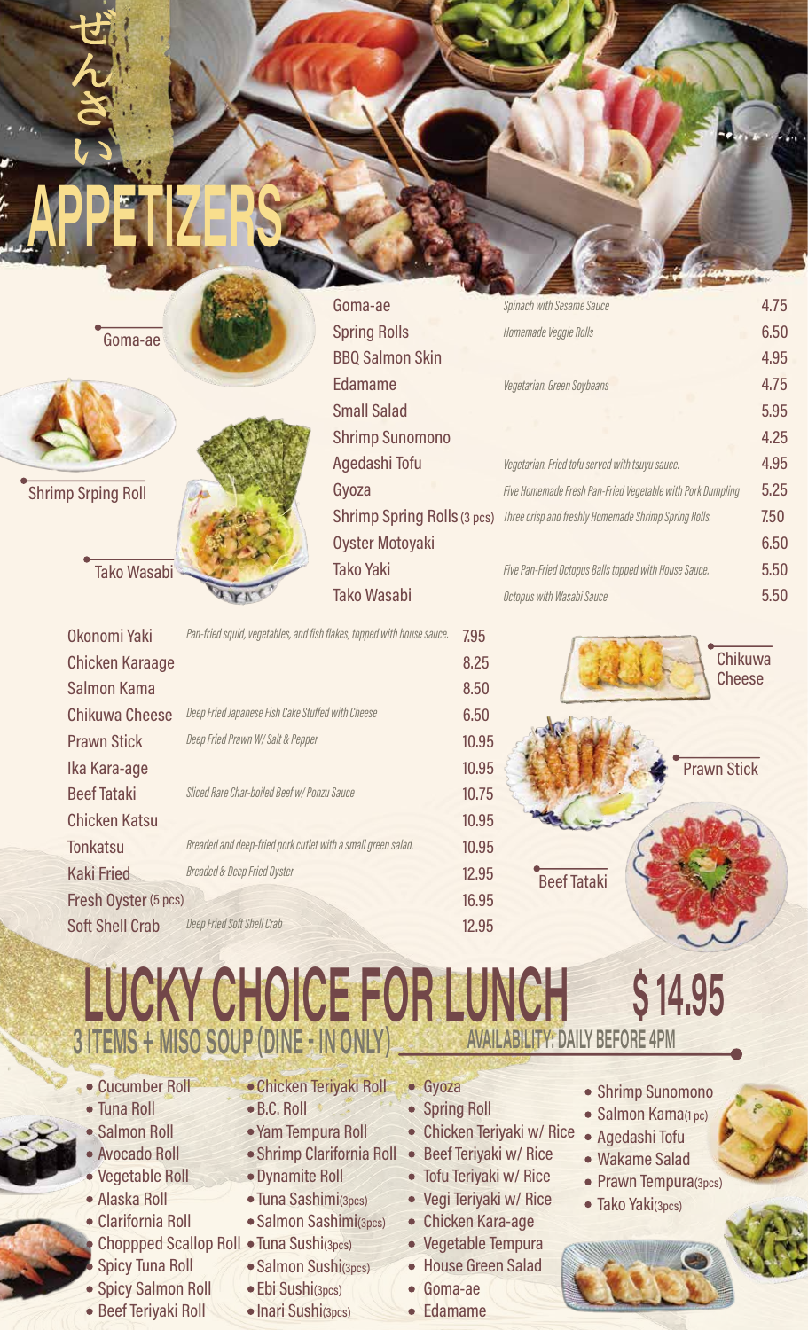ぜんさい

# APPETIZERS

Goma-ae

Shrimp Srping Roll

Tako Wasabi

| Item | Description | Price |
|---|---|---|
| Goma-ae | *Spinach with Sesame Sauce* | 4.75 |
| Spring Rolls | *Homemade Veggie Rolls* | 6.50 |
| BBQ Salmon Skin | | 4.95 |
| Edamame | *Vegetarian. Green Soybeans* | 4.75 |
| Small Salad | | 5.95 |
| Shrimp Sunomono | | 4.25 |
| Agedashi Tofu | *Vegetarian. Fried tofu served with tsuyu sauce.* | 4.95 |
| Gyoza | *Five Homemade Fresh Pan-Fried Vegetable with Pork Dumpling* | 5.25 |
| Shrimp Spring Rolls (3 pcs) | *Three crisp and freshly Homemade Shrimp Spring Rolls.* | 7.50 |
| Oyster Motoyaki | | 6.50 |
| Tako Yaki | *Five Pan-Fried Octopus Balls topped with House Sauce.* | 5.50 |
| Tako Wasabi | *Octopus with Wasabi Sauce* | 5.50 |

| Item | Description | Price |
|---|---|---|
| Okonomi Yaki | *Pan-fried squid, vegetables, and fish flakes, topped with house sauce.* | 7.95 |
| Chicken Karaage | | 8.25 |
| Salmon Kama | | 8.50 |
| Chikuwa Cheese | *Deep Fried Japanese Fish Cake Stuffed with Cheese* | 6.50 |
| Prawn Stick | *Deep Fried Prawn W/ Salt & Pepper* | 10.95 |
| Ika Kara-age | | 10.95 |
| Beef Tataki | *Sliced Rare Char-boiled Beef w/ Ponzu Sauce* | 10.75 |
| Chicken Katsu | | 10.95 |
| Tonkatsu | *Breaded and deep-fried pork cutlet with a small green salad.* | 10.95 |
| Kaki Fried | *Breaded & Deep Fried Oyster* | 12.95 |
| Fresh Oyster (5 pcs) | | 16.95 |
| Soft Shell Crab | *Deep Fried Soft Shell Crab* | 12.95 |

Chikuwa Cheese

Prawn Stick

Beef Tataki

# LUCKY CHOICE FOR LUNCH $14.95

## 3 ITEMS + MISO SOUP (DINE - IN ONLY)

**AVAILABILITY: DAILY BEFORE 4PM**

- Cucumber Roll
- Tuna Roll
- Salmon Roll
- Avocado Roll
- Vegetable Roll
- Alaska Roll
- Clarifornia Roll
- Choppped Scallop Roll
- Spicy Tuna Roll
- Spicy Salmon Roll
- Beef Teriyaki Roll
- Chicken Teriyaki Roll
- B.C. Roll
- Yam Tempura Roll
- Shrimp Clarifornia Roll
- Dynamite Roll
- Tuna Sashimi(3pcs)
- Salmon Sashimi(3pcs)
- Tuna Sushi(3pcs)
- Salmon Sushi(3pcs)
- Ebi Sushi(3pcs)
- Inari Sushi(3pcs)
- Gyoza
- Spring Roll
- Chicken Teriyaki w/ Rice
- Beef Teriyaki w/ Rice
- Tofu Teriyaki w/ Rice
- Vegi Teriyaki w/ Rice
- Chicken Kara-age
- Vegetable Tempura
- House Green Salad
- Goma-ae
- Edamame
- Shrimp Sunomono
- Salmon Kama(1 pc)
- Agedashi Tofu
- Wakame Salad
- Prawn Tempura(3pcs)
- Tako Yaki(3pcs)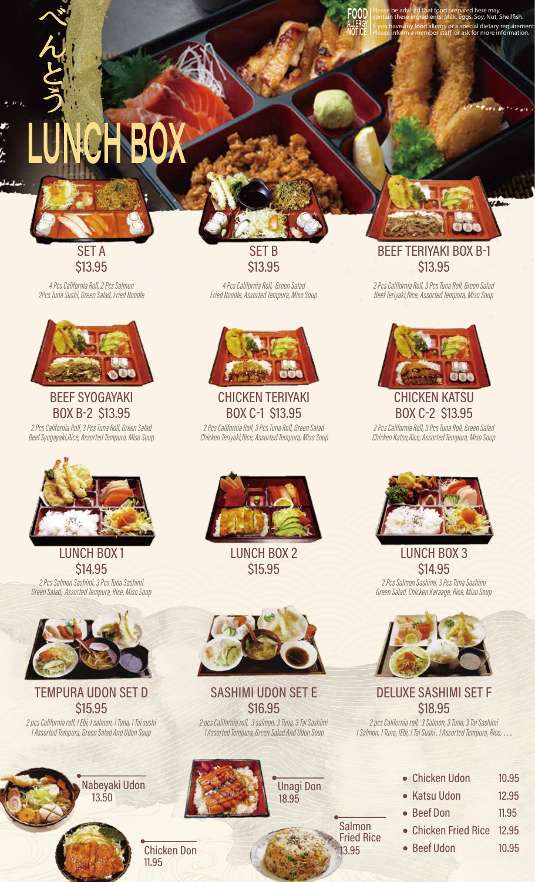# べんとう LUNCH BOX

**FOOD ALLERGY NOTICE** | Please be advised that food prepared here may contain these ingredients: Milk, Eggs, Soy, Nut, Shellfish. If you have any food allergy or a special dietary requirement Please inform a member staff or ask for more information.

## SET A
**$13.95**

*4 Pcs California Roll, 2 Pcs Salmon 2Pcs Tuna Sushi, Green Salad, Fried Noodle*

## SET B
**$13.95**

*4 Pcs California Roll, Green Salad Fried Noodle, Assorted Tempura, Miso Soup*

## BEEF TERIYAKI BOX B-1
**$13.95**

*2 Pcs California Roll, 3 Pcs Tuna Roll, Green Salad Beef Teriyaki,Rice, Assorted Tempura, Miso Soup*

## BEEF SYOGAYAKI BOX B-2 $13.95

*2 Pcs California Roll, 3 Pcs Tuna Roll, Green Salad Beef Syogayaki,Rice, Assorted Tempura, Miso Soup*

## CHICKEN TERIYAKI BOX C-1 $13.95

*2 Pcs California Roll, 3 Pcs Tuna Roll, Green Salad Chicken Teriyaki,Rice, Assorted Tempura, Miso Soup*

## CHICKEN KATSU BOX C-2 $13.95

*2 Pcs California Roll, 3 Pcs Tuna Roll, Green Salad Chicken Katsu,Rice, Assorted Tempura, Miso Soup*

## LUNCH BOX 1
**$14.95**

*2 Pcs Salmon Sashimi, 3 Pcs Tuna Sashimi Green Salad, Assorted Tempura, Rice, Miso Soup*

## LUNCH BOX 2
**$15.95**

## LUNCH BOX 3
**$14.95**

*2 Pcs Salmon Sashimi, 3 Pcs Tuna Sashimi Green Salad, Chicken Karaage, Rice, Miso Soup*

## TEMPURA UDON SET D
**$15.95**

*2 pcs California roll, 1 Ebi, 1 salmon, 1 Tuna, 1 Tai sushi 1 Assorted Tempura, Green Salad And Udon Soup*

## SASHIMI UDON SET E
**$16.95**

*2 pcs California roll, 3 salmon, 3 Tuna, 3 Tai Sashimi 1 Assorted Tempura, Green Salad And Udon Soup*

## DELUXE SASHIMI SET F
**$18.95**

*2 pcs California roll, 3 Salmon, 3 Tuna, 3 Tai Sashimi 1 Salmon, 1 Tuna, 1Ebi, 1 Tai Sushi , 1 Assorted Tempura, Rice, …*

---

- Nabeyaki Udon 13.50
- Chicken Don 11.95
- Unagi Don 18.95
- Salmon Fried Rice 13.95

| Item | Price |
|---|---|
| Chicken Udon | 10.95 |
| Katsu Udon | 12.95 |
| Beef Don | 11.95 |
| Chicken Fried Rice | 12.95 |
| Beef Udon | 10.95 |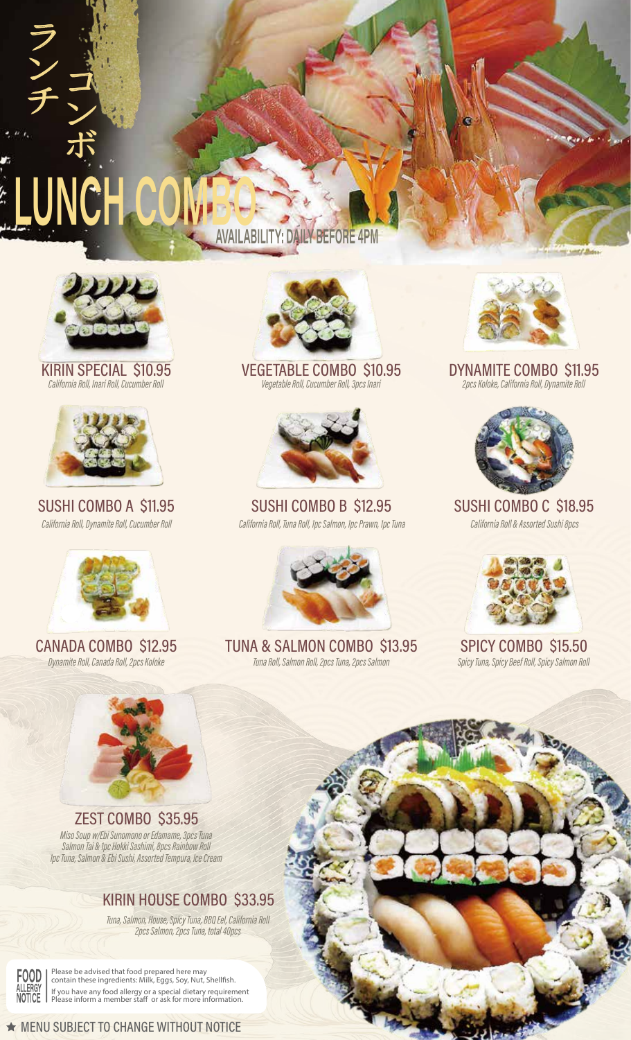ランチ コンボ

# LUNCH COMBO

AVAILABILITY: DAILY BEFORE 4PM

## KIRIN SPECIAL $10.95

*California Roll, Inari Roll, Cucumber Roll*

## VEGETABLE COMBO $10.95

*Vegetable Roll, Cucumber Roll, 3pcs Inari*

## DYNAMITE COMBO $11.95

*2pcs Koloke, California Roll, Dynamite Roll*

## SUSHI COMBO A $11.95

*California Roll, Dynamite Roll, Cucumber Roll*

## SUSHI COMBO B $12.95

*California Roll, Tuna Roll, 1pc Salmon, 1pc Prawn, 1pc Tuna*

## SUSHI COMBO C $18.95

*California Roll & Assorted Sushi 8pcs*

## CANADA COMBO $12.95

*Dynamite Roll, Canada Roll, 2pcs Koloke*

## TUNA & SALMON COMBO $13.95

*Tuna Roll, Salmon Roll, 2pcs Tuna, 2pcs Salmon*

## SPICY COMBO $15.50

*Spicy Tuna, Spicy Beef Roll, Spicy Salmon Roll*

## ZEST COMBO $35.95

*Miso Soup w/Ebi Sunomono or Edamame, 3pcs Tuna Salmon Tai & 1pc Hokki Sashimi, 8pcs Rainbow Roll 1pc Tuna, Salmon & Ebi Sushi, Assorted Tempura, Ice Cream*

## KIRIN HOUSE COMBO $33.95

*Tuna, Salmon, House, Spicy Tuna, BBQ Eel, California Roll 2pcs Salmon, 2pcs Tuna, total 40pcs*

**FOOD ALLERGY NOTICE** | Please be advised that food prepared here may contain these ingredients: Milk, Eggs, Soy, Nut, Shellfish. If you have any food allergy or a special dietary requirement Please inform a member staff or ask for more information.

★ MENU SUBJECT TO CHANGE WITHOUT NOTICE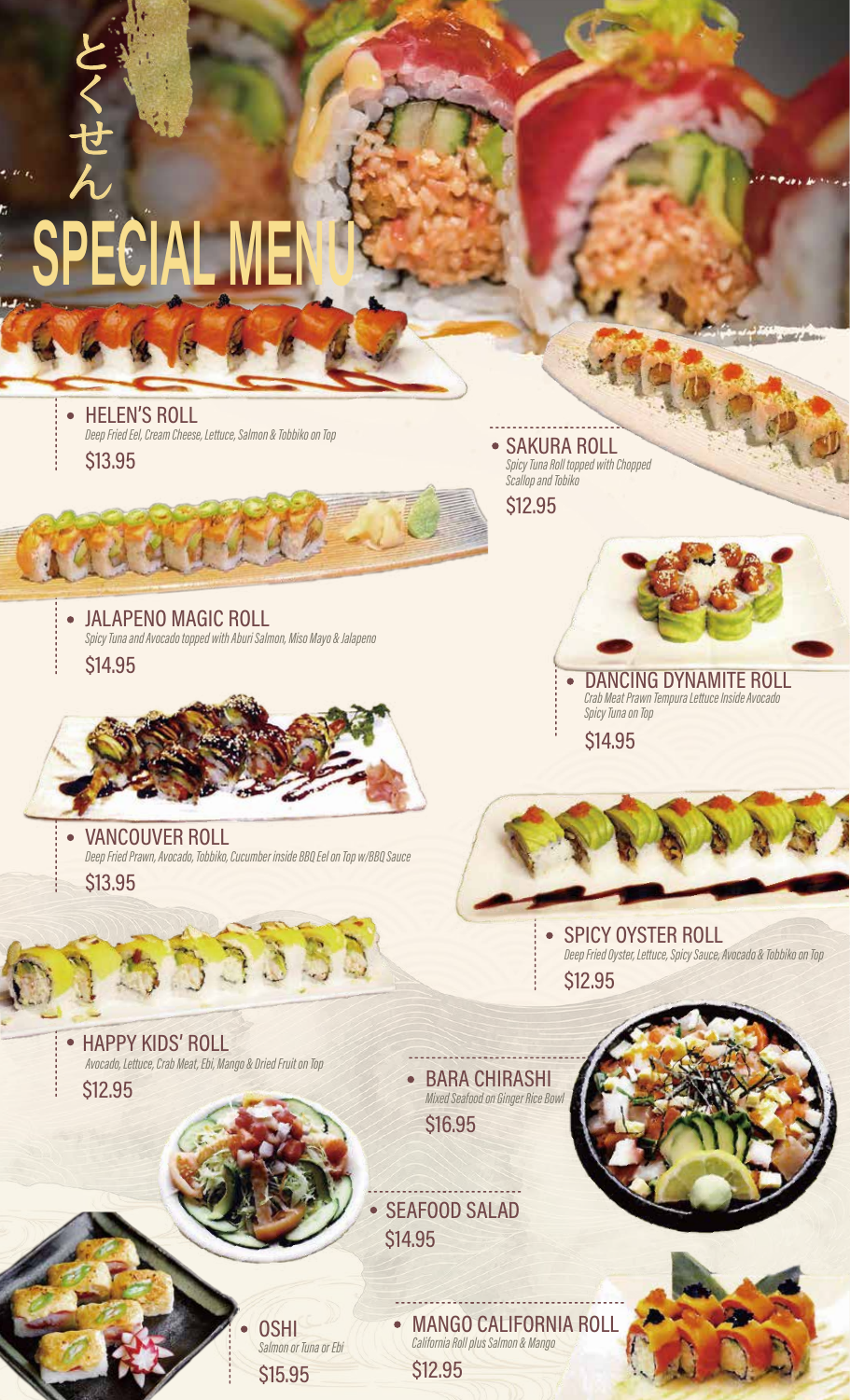とくせん

# SPECIAL MENU

- **HELEN'S ROLL**
  *Deep Fried Eel, Cream Cheese, Lettuce, Salmon & Tobbiko on Top*
  $13.95

- **SAKURA ROLL**
  *Spicy Tuna Roll topped with Chopped Scallop and Tobiko*
  $12.95

- **JALAPENO MAGIC ROLL**
  *Spicy Tuna and Avocado topped with Aburi Salmon, Miso Mayo & Jalapeno*
  $14.95

- **DANCING DYNAMITE ROLL**
  *Crab Meat Prawn Tempura Lettuce Inside Avocado Spicy Tuna on Top*
  $14.95

- **VANCOUVER ROLL**
  *Deep Fried Prawn, Avocado, Tobbiko, Cucumber inside BBQ Eel on Top w/BBQ Sauce*
  $13.95

- **SPICY OYSTER ROLL**
  *Deep Fried Oyster, Lettuce, Spicy Sauce, Avocado & Tobbiko on Top*
  $12.95

- **HAPPY KIDS' ROLL**
  *Avocado, Lettuce, Crab Meat, Ebi, Mango & Dried Fruit on Top*
  $12.95

- **BARA CHIRASHI**
  *Mixed Seafood on Ginger Rice Bowl*
  $16.95

- **SEAFOOD SALAD**
  $14.95

- **OSHI**
  *Salmon or Tuna or Ebi*
  $15.95

- **MANGO CALIFORNIA ROLL**
  *California Roll plus Salmon & Mango*
  $12.95